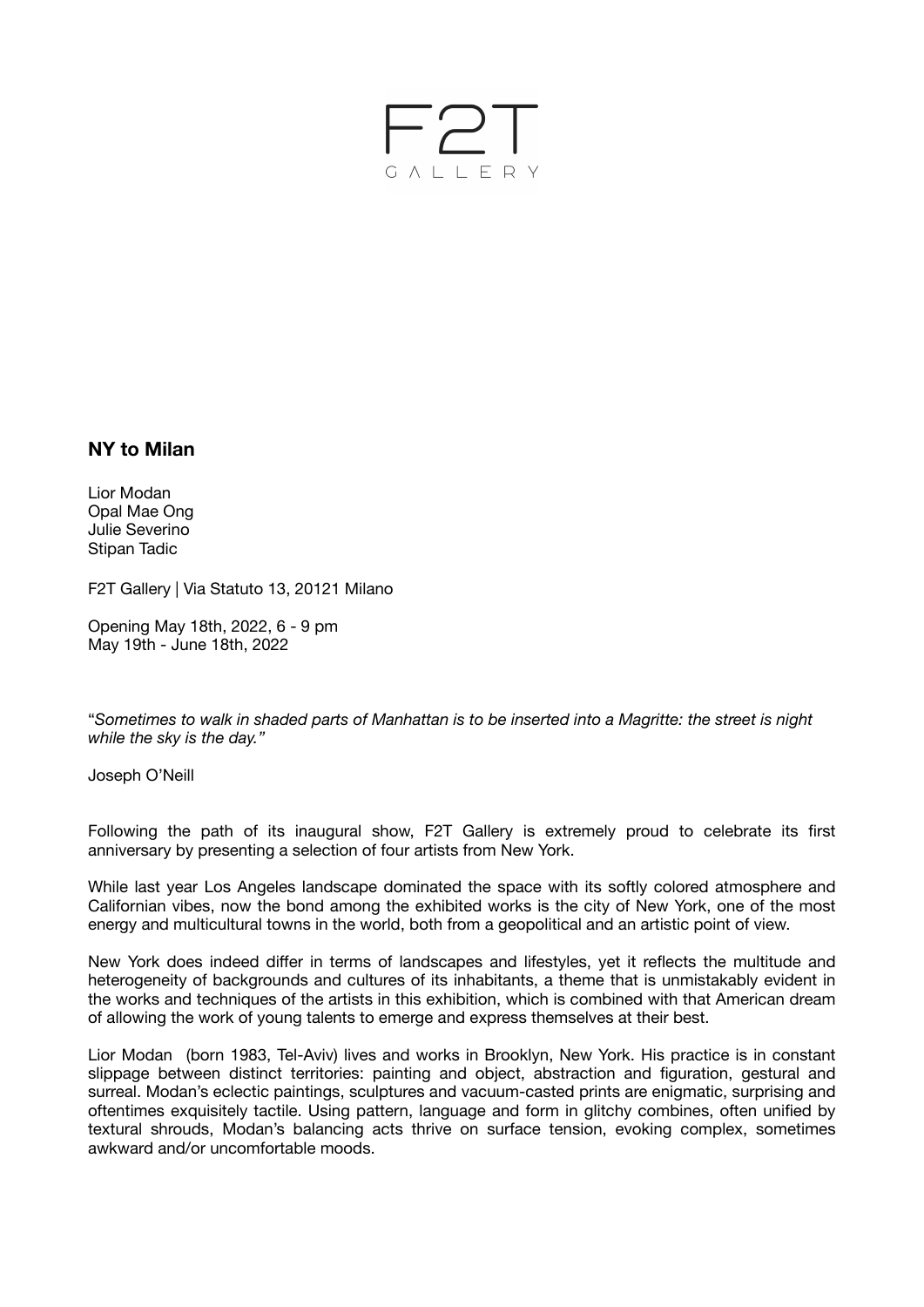# F2T GALLERY

## NY to Milan

Lior Modan
Opal Mae Ong
Julie Severino
Stipan Tadic

F2T Gallery | Via Statuto 13, 20121 Milano

Opening May 18th, 2022, 6 - 9 pm
May 19th - June 18th, 2022

"*Sometimes to walk in shaded parts of Manhattan is to be inserted into a Magritte: the street is night while the sky is the day."*

Joseph O'Neill

Following the path of its inaugural show, F2T Gallery is extremely proud to celebrate its first anniversary by presenting a selection of four artists from New York.

While last year Los Angeles landscape dominated the space with its softly colored atmosphere and Californian vibes, now the bond among the exhibited works is the city of New York, one of the most energy and multicultural towns in the world, both from a geopolitical and an artistic point of view.

New York does indeed differ in terms of landscapes and lifestyles, yet it reflects the multitude and heterogeneity of backgrounds and cultures of its inhabitants, a theme that is unmistakably evident in the works and techniques of the artists in this exhibition, which is combined with that American dream of allowing the work of young talents to emerge and express themselves at their best.

Lior Modan (born 1983, Tel-Aviv) lives and works in Brooklyn, New York. His practice is in constant slippage between distinct territories: painting and object, abstraction and figuration, gestural and surreal. Modan's eclectic paintings, sculptures and vacuum-casted prints are enigmatic, surprising and oftentimes exquisitely tactile. Using pattern, language and form in glitchy combines, often unified by textural shrouds, Modan's balancing acts thrive on surface tension, evoking complex, sometimes awkward and/or uncomfortable moods.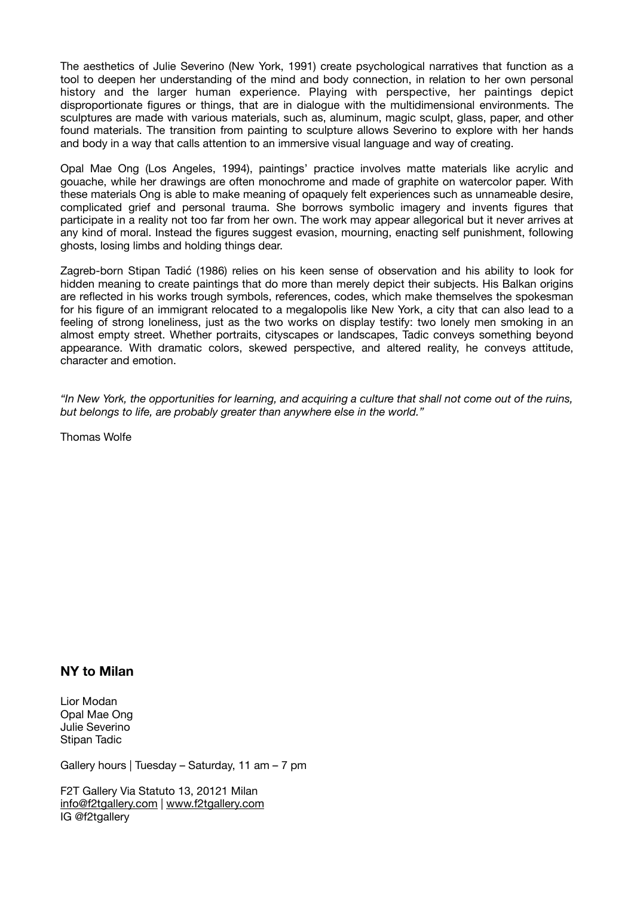The aesthetics of Julie Severino (New York, 1991) create psychological narratives that function as a tool to deepen her understanding of the mind and body connection, in relation to her own personal history and the larger human experience. Playing with perspective, her paintings depict disproportionate figures or things, that are in dialogue with the multidimensional environments. The sculptures are made with various materials, such as, aluminum, magic sculpt, glass, paper, and other found materials. The transition from painting to sculpture allows Severino to explore with her hands and body in a way that calls attention to an immersive visual language and way of creating.

Opal Mae Ong (Los Angeles, 1994), paintings' practice involves matte materials like acrylic and gouache, while her drawings are often monochrome and made of graphite on watercolor paper. With these materials Ong is able to make meaning of opaquely felt experiences such as unnameable desire, complicated grief and personal trauma. She borrows symbolic imagery and invents figures that participate in a reality not too far from her own. The work may appear allegorical but it never arrives at any kind of moral. Instead the figures suggest evasion, mourning, enacting self punishment, following ghosts, losing limbs and holding things dear.

Zagreb-born Stipan Tadić (1986) relies on his keen sense of observation and his ability to look for hidden meaning to create paintings that do more than merely depict their subjects. His Balkan origins are reflected in his works trough symbols, references, codes, which make themselves the spokesman for his figure of an immigrant relocated to a megalopolis like New York, a city that can also lead to a feeling of strong loneliness, just as the two works on display testify: two lonely men smoking in an almost empty street. Whether portraits, cityscapes or landscapes, Tadic conveys something beyond appearance. With dramatic colors, skewed perspective, and altered reality, he conveys attitude, character and emotion.

*"In New York, the opportunities for learning, and acquiring a culture that shall not come out of the ruins, but belongs to life, are probably greater than anywhere else in the world."*

Thomas Wolfe

**NY to Milan**

Lior Modan
Opal Mae Ong
Julie Severino
Stipan Tadic

Gallery hours | Tuesday – Saturday, 11 am – 7 pm

F2T Gallery Via Statuto 13, 20121 Milan
info@f2tgallery.com | www.f2tgallery.com
IG @f2tgallery